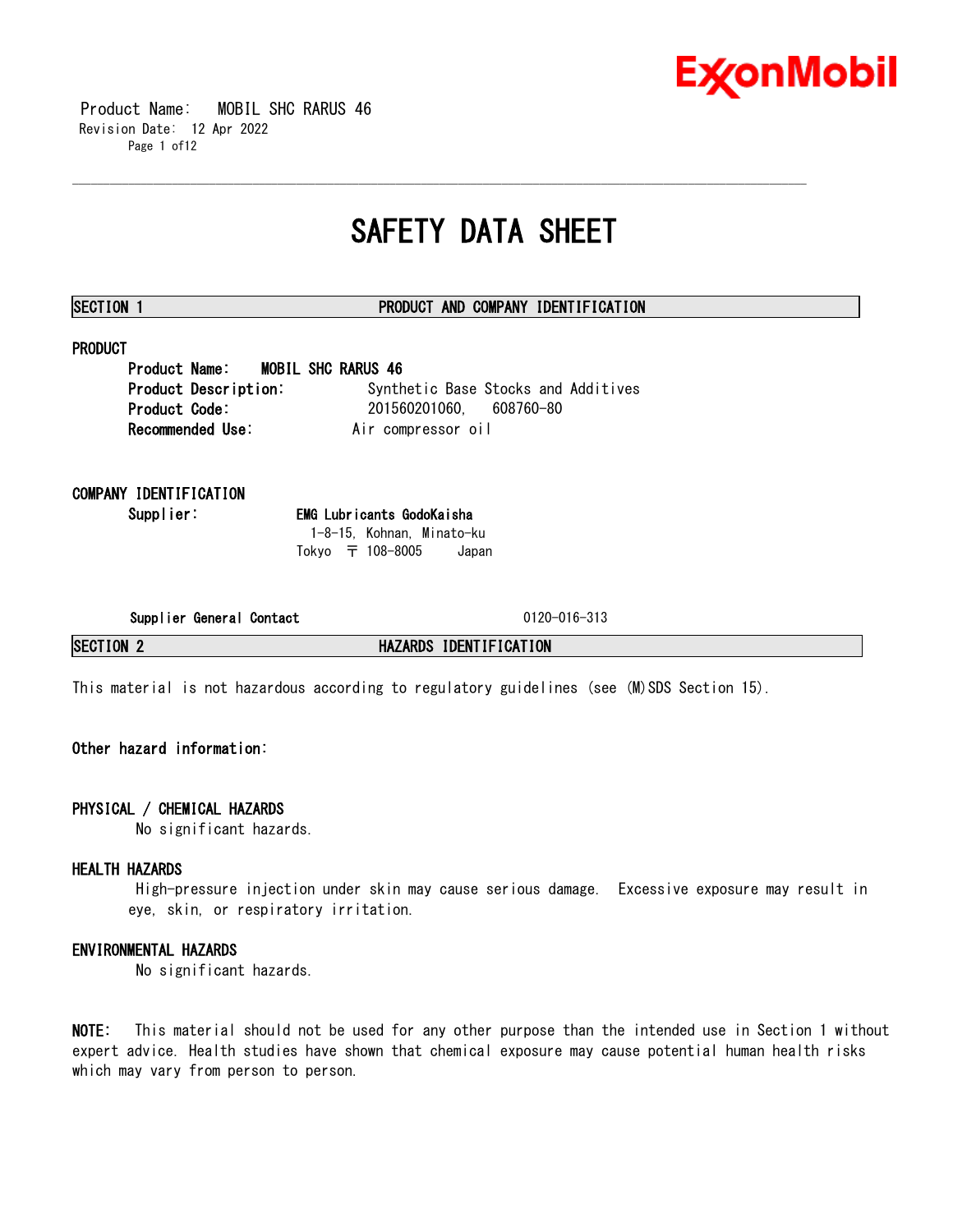# SAFETY DATA SHEET

## SECTION 1 PRODUCT AND COMPANY IDENTIFICATION

### PRODUCT

**Product Name:** **MOBIL SHC RARUS 46**
**Product Description:** Synthetic Base Stocks and Additives
**Product Code:** 201560201060, 608760-80
**Recommended Use:** Air compressor oil

### COMPANY IDENTIFICATION

**Supplier:** **EMG Lubricants GodoKaisha**
1-8-15, Kohnan, Minato-ku
Tokyo 〒 108-8005 Japan

**Supplier General Contact** 0120-016-313

## SECTION 2 HAZARDS IDENTIFICATION

This material is not hazardous according to regulatory guidelines (see (M)SDS Section 15).

**Other hazard information:**

### PHYSICAL / CHEMICAL HAZARDS

No significant hazards.

### HEALTH HAZARDS

High-pressure injection under skin may cause serious damage. Excessive exposure may result in eye, skin, or respiratory irritation.

### ENVIRONMENTAL HAZARDS

No significant hazards.

**NOTE:** This material should not be used for any other purpose than the intended use in Section 1 without expert advice. Health studies have shown that chemical exposure may cause potential human health risks which may vary from person to person.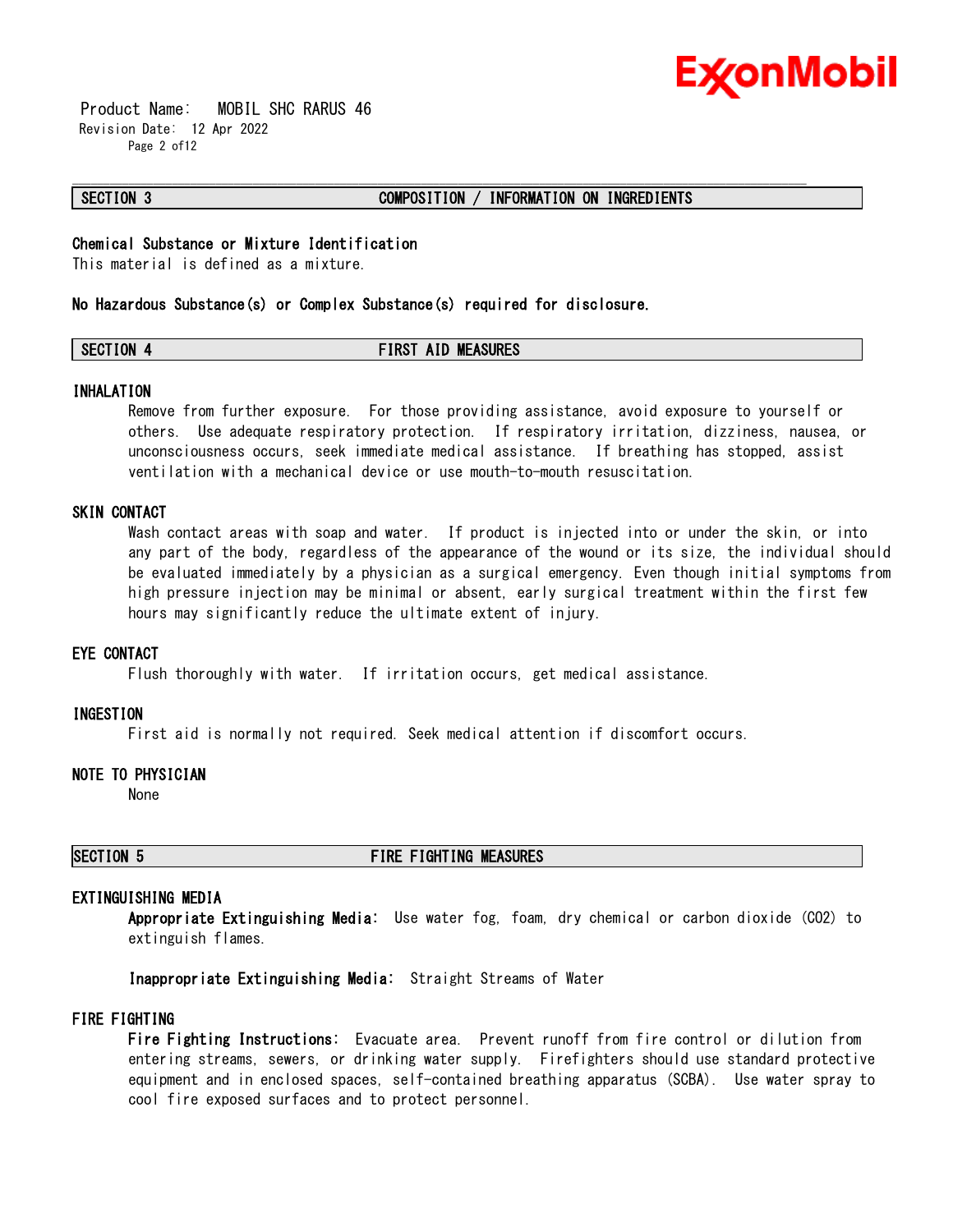## SECTION 3 COMPOSITION / INFORMATION ON INGREDIENTS

**Chemical Substance or Mixture Identification**

This material is defined as a mixture.

**No Hazardous Substance(s) or Complex Substance(s) required for disclosure.**

## SECTION 4 FIRST AID MEASURES

### INHALATION

Remove from further exposure. For those providing assistance, avoid exposure to yourself or others. Use adequate respiratory protection. If respiratory irritation, dizziness, nausea, or unconsciousness occurs, seek immediate medical assistance. If breathing has stopped, assist ventilation with a mechanical device or use mouth-to-mouth resuscitation.

### SKIN CONTACT

Wash contact areas with soap and water. If product is injected into or under the skin, or into any part of the body, regardless of the appearance of the wound or its size, the individual should be evaluated immediately by a physician as a surgical emergency. Even though initial symptoms from high pressure injection may be minimal or absent, early surgical treatment within the first few hours may significantly reduce the ultimate extent of injury.

### EYE CONTACT

Flush thoroughly with water. If irritation occurs, get medical assistance.

### INGESTION

First aid is normally not required. Seek medical attention if discomfort occurs.

### NOTE TO PHYSICIAN

None

## SECTION 5 FIRE FIGHTING MEASURES

### EXTINGUISHING MEDIA

**Appropriate Extinguishing Media:** Use water fog, foam, dry chemical or carbon dioxide ($CO_2$) to extinguish flames.

**Inappropriate Extinguishing Media:** Straight Streams of Water

### FIRE FIGHTING

**Fire Fighting Instructions:** Evacuate area. Prevent runoff from fire control or dilution from entering streams, sewers, or drinking water supply. Firefighters should use standard protective equipment and in enclosed spaces, self-contained breathing apparatus (SCBA). Use water spray to cool fire exposed surfaces and to protect personnel.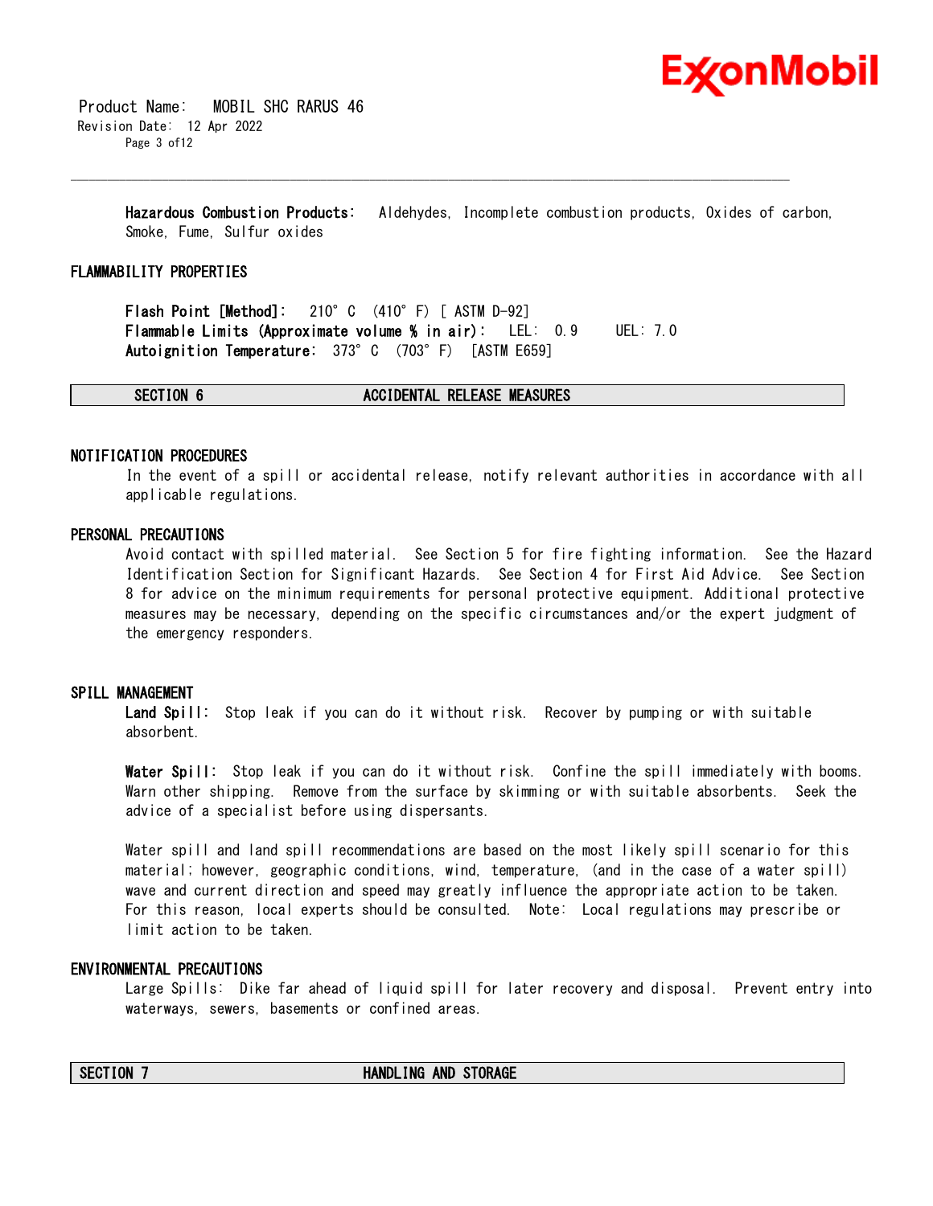**Hazardous Combustion Products:** Aldehydes, Incomplete combustion products, Oxides of carbon, Smoke, Fume, Sulfur oxides

### FLAMMABILITY PROPERTIES

**Flash Point [Method]:** 210° C (410° F) [ ASTM D-92]
**Flammable Limits (Approximate volume % in air):** LEL: 0.9 UEL: 7.0
**Autoignition Temperature:** 373° C (703° F) [ASTM E659]

## SECTION 6 ACCIDENTAL RELEASE MEASURES

### NOTIFICATION PROCEDURES

In the event of a spill or accidental release, notify relevant authorities in accordance with all applicable regulations.

### PERSONAL PRECAUTIONS

Avoid contact with spilled material. See Section 5 for fire fighting information. See the Hazard Identification Section for Significant Hazards. See Section 4 for First Aid Advice. See Section 8 for advice on the minimum requirements for personal protective equipment. Additional protective measures may be necessary, depending on the specific circumstances and/or the expert judgment of the emergency responders.

### SPILL MANAGEMENT

**Land Spill:** Stop leak if you can do it without risk. Recover by pumping or with suitable absorbent.

**Water Spill:** Stop leak if you can do it without risk. Confine the spill immediately with booms. Warn other shipping. Remove from the surface by skimming or with suitable absorbents. Seek the advice of a specialist before using dispersants.

Water spill and land spill recommendations are based on the most likely spill scenario for this material; however, geographic conditions, wind, temperature, (and in the case of a water spill) wave and current direction and speed may greatly influence the appropriate action to be taken. For this reason, local experts should be consulted. Note: Local regulations may prescribe or limit action to be taken.

### ENVIRONMENTAL PRECAUTIONS

Large Spills: Dike far ahead of liquid spill for later recovery and disposal. Prevent entry into waterways, sewers, basements or confined areas.

## SECTION 7 HANDLING AND STORAGE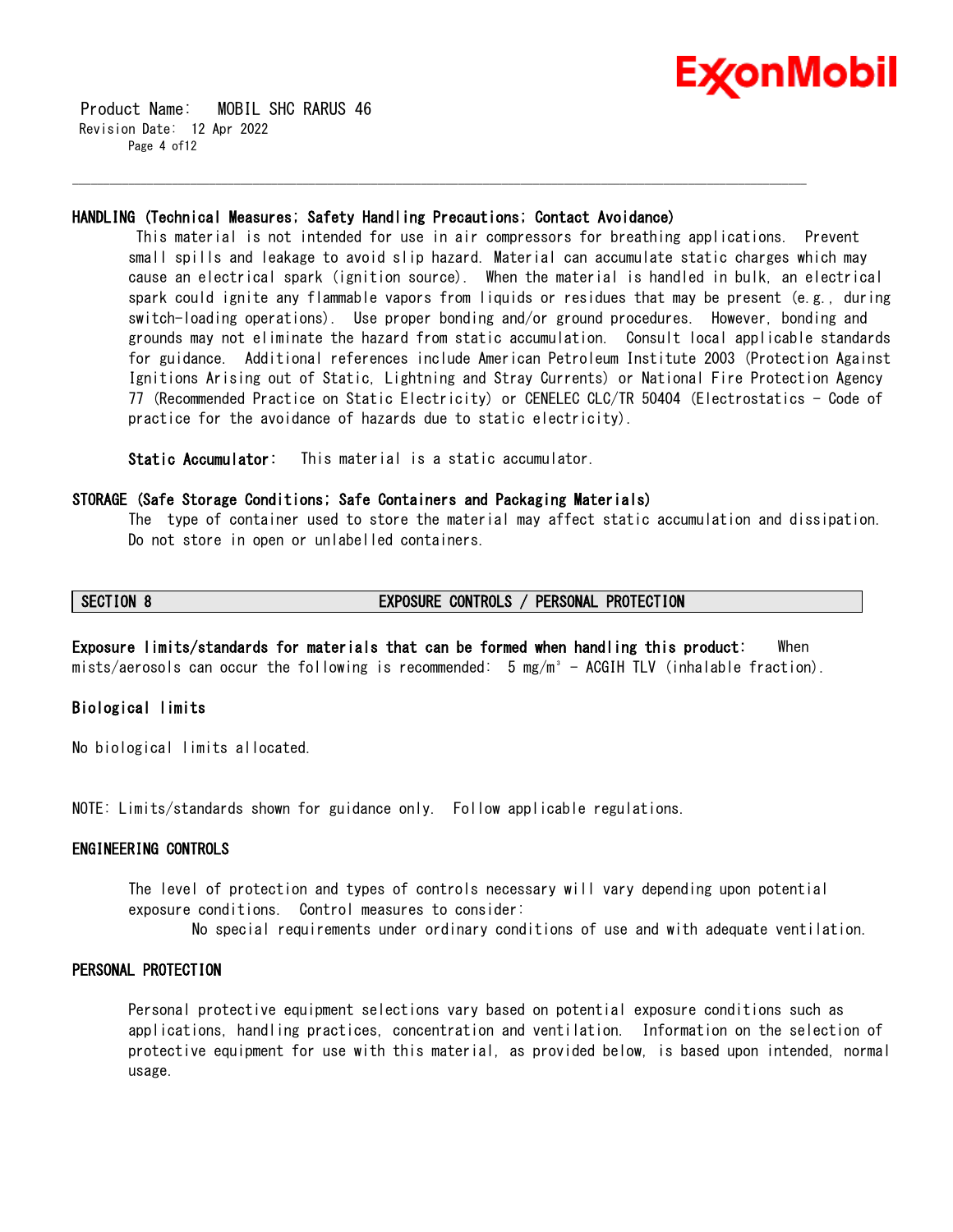### HANDLING (Technical Measures; Safety Handling Precautions; Contact Avoidance)

This material is not intended for use in air compressors for breathing applications. Prevent small spills and leakage to avoid slip hazard. Material can accumulate static charges which may cause an electrical spark (ignition source). When the material is handled in bulk, an electrical spark could ignite any flammable vapors from liquids or residues that may be present (e.g., during switch-loading operations). Use proper bonding and/or ground procedures. However, bonding and grounds may not eliminate the hazard from static accumulation. Consult local applicable standards for guidance. Additional references include American Petroleum Institute 2003 (Protection Against Ignitions Arising out of Static, Lightning and Stray Currents) or National Fire Protection Agency 77 (Recommended Practice on Static Electricity) or CENELEC CLC/TR 50404 (Electrostatics - Code of practice for the avoidance of hazards due to static electricity).

**Static Accumulator:** This material is a static accumulator.

### STORAGE (Safe Storage Conditions; Safe Containers and Packaging Materials)

The type of container used to store the material may affect static accumulation and dissipation. Do not store in open or unlabelled containers.

## SECTION 8 EXPOSURE CONTROLS / PERSONAL PROTECTION

**Exposure limits/standards for materials that can be formed when handling this product:** When mists/aerosols can occur the following is recommended: 5 mg/m³ - ACGIH TLV (inhalable fraction).

### Biological limits

No biological limits allocated.

NOTE: Limits/standards shown for guidance only. Follow applicable regulations.

### ENGINEERING CONTROLS

The level of protection and types of controls necessary will vary depending upon potential exposure conditions. Control measures to consider:

No special requirements under ordinary conditions of use and with adequate ventilation.

### PERSONAL PROTECTION

Personal protective equipment selections vary based on potential exposure conditions such as applications, handling practices, concentration and ventilation. Information on the selection of protective equipment for use with this material, as provided below, is based upon intended, normal usage.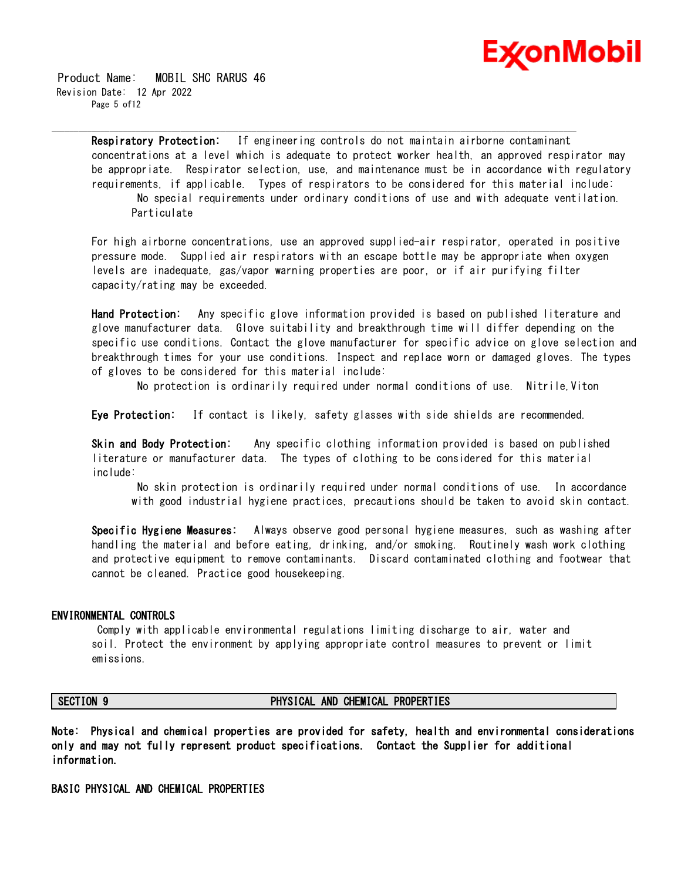**Respiratory Protection:** If engineering controls do not maintain airborne contaminant concentrations at a level which is adequate to protect worker health, an approved respirator may be appropriate. Respirator selection, use, and maintenance must be in accordance with regulatory requirements, if applicable. Types of respirators to be considered for this material include:

No special requirements under ordinary conditions of use and with adequate ventilation.
Particulate

For high airborne concentrations, use an approved supplied-air respirator, operated in positive pressure mode. Supplied air respirators with an escape bottle may be appropriate when oxygen levels are inadequate, gas/vapor warning properties are poor, or if air purifying filter capacity/rating may be exceeded.

**Hand Protection:** Any specific glove information provided is based on published literature and glove manufacturer data. Glove suitability and breakthrough time will differ depending on the specific use conditions. Contact the glove manufacturer for specific advice on glove selection and breakthrough times for your use conditions. Inspect and replace worn or damaged gloves. The types of gloves to be considered for this material include:

No protection is ordinarily required under normal conditions of use. Nitrile,Viton

**Eye Protection:** If contact is likely, safety glasses with side shields are recommended.

**Skin and Body Protection:** Any specific clothing information provided is based on published literature or manufacturer data. The types of clothing to be considered for this material include:

No skin protection is ordinarily required under normal conditions of use. In accordance with good industrial hygiene practices, precautions should be taken to avoid skin contact.

**Specific Hygiene Measures:** Always observe good personal hygiene measures, such as washing after handling the material and before eating, drinking, and/or smoking. Routinely wash work clothing and protective equipment to remove contaminants. Discard contaminated clothing and footwear that cannot be cleaned. Practice good housekeeping.

## ENVIRONMENTAL CONTROLS

Comply with applicable environmental regulations limiting discharge to air, water and soil. Protect the environment by applying appropriate control measures to prevent or limit emissions.

## SECTION 9 PHYSICAL AND CHEMICAL PROPERTIES

**Note: Physical and chemical properties are provided for safety, health and environmental considerations only and may not fully represent product specifications. Contact the Supplier for additional information.**

## BASIC PHYSICAL AND CHEMICAL PROPERTIES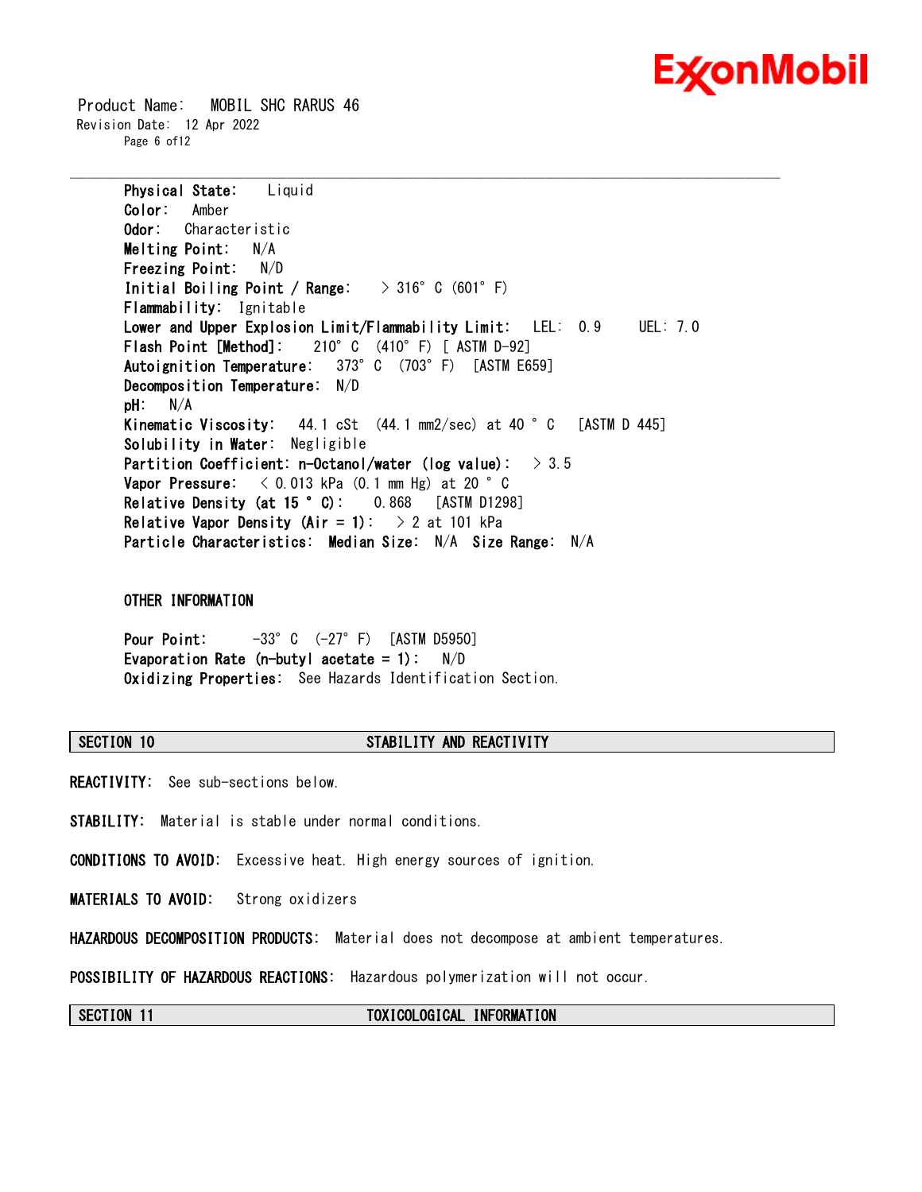**Physical State:** Liquid
**Color:** Amber
**Odor:** Characteristic
**Melting Point:** N/A
**Freezing Point:** N/D
**Initial Boiling Point / Range:** > 316° C (601° F)
**Flammability:** Ignitable
**Lower and Upper Explosion Limit/Flammability Limit:** LEL: 0.9 UEL: 7.0
**Flash Point [Method]:** 210° C (410° F) [ ASTM D-92]
**Autoignition Temperature:** 373° C (703° F) [ASTM E659]
**Decomposition Temperature:** N/D
**pH:** N/A
**Kinematic Viscosity:** 44.1 cSt (44.1 mm2/sec) at 40 ° C [ASTM D 445]
**Solubility in Water:** Negligible
**Partition Coefficient: n-Octanol/water (log value):** > 3.5
**Vapor Pressure:** < 0.013 kPa (0.1 mm Hg) at 20 ° C
**Relative Density (at 15 ° C):** 0.868 [ASTM D1298]
**Relative Vapor Density (Air = 1):** > 2 at 101 kPa
**Particle Characteristics: Median Size:** N/A **Size Range:** N/A

**OTHER INFORMATION**

**Pour Point:** -33° C (-27° F) [ASTM D5950]
**Evaporation Rate (n-butyl acetate = 1):** N/D
**Oxidizing Properties:** See Hazards Identification Section.

## SECTION 10 STABILITY AND REACTIVITY

**REACTIVITY:** See sub-sections below.

**STABILITY:** Material is stable under normal conditions.

**CONDITIONS TO AVOID:** Excessive heat. High energy sources of ignition.

**MATERIALS TO AVOID:** Strong oxidizers

**HAZARDOUS DECOMPOSITION PRODUCTS:** Material does not decompose at ambient temperatures.

**POSSIBILITY OF HAZARDOUS REACTIONS:** Hazardous polymerization will not occur.

## SECTION 11 TOXICOLOGICAL INFORMATION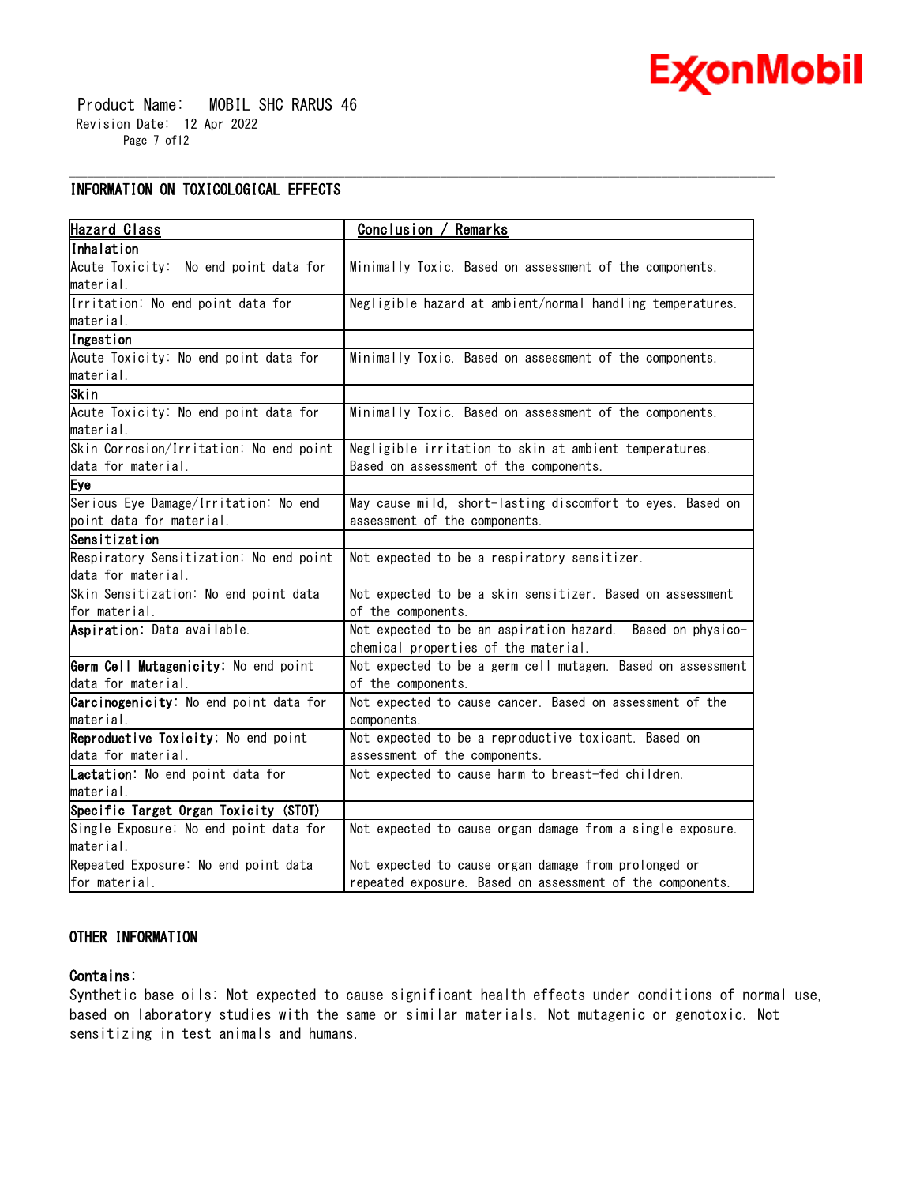## INFORMATION ON TOXICOLOGICAL EFFECTS

| Hazard Class | Conclusion / Remarks |
|---|---|
| **Inhalation** | |
| Acute Toxicity: No end point data for material. | Minimally Toxic. Based on assessment of the components. |
| Irritation: No end point data for material. | Negligible hazard at ambient/normal handling temperatures. |
| **Ingestion** | |
| Acute Toxicity: No end point data for material. | Minimally Toxic. Based on assessment of the components. |
| **Skin** | |
| Acute Toxicity: No end point data for material. | Minimally Toxic. Based on assessment of the components. |
| Skin Corrosion/Irritation: No end point data for material. | Negligible irritation to skin at ambient temperatures. Based on assessment of the components. |
| **Eye** | |
| Serious Eye Damage/Irritation: No end point data for material. | May cause mild, short-lasting discomfort to eyes. Based on assessment of the components. |
| **Sensitization** | |
| Respiratory Sensitization: No end point data for material. | Not expected to be a respiratory sensitizer. |
| Skin Sensitization: No end point data for material. | Not expected to be a skin sensitizer. Based on assessment of the components. |
| **Aspiration:** Data available. | Not expected to be an aspiration hazard. Based on physico-chemical properties of the material. |
| **Germ Cell Mutagenicity:** No end point data for material. | Not expected to be a germ cell mutagen. Based on assessment of the components. |
| **Carcinogenicity:** No end point data for material. | Not expected to cause cancer. Based on assessment of the components. |
| **Reproductive Toxicity:** No end point data for material. | Not expected to be a reproductive toxicant. Based on assessment of the components. |
| **Lactation:** No end point data for material. | Not expected to cause harm to breast-fed children. |
| **Specific Target Organ Toxicity (STOT)** | |
| Single Exposure: No end point data for material. | Not expected to cause organ damage from a single exposure. |
| Repeated Exposure: No end point data for material. | Not expected to cause organ damage from prolonged or repeated exposure. Based on assessment of the components. |

## OTHER INFORMATION

**Contains:**

Synthetic base oils: Not expected to cause significant health effects under conditions of normal use, based on laboratory studies with the same or similar materials. Not mutagenic or genotoxic. Not sensitizing in test animals and humans.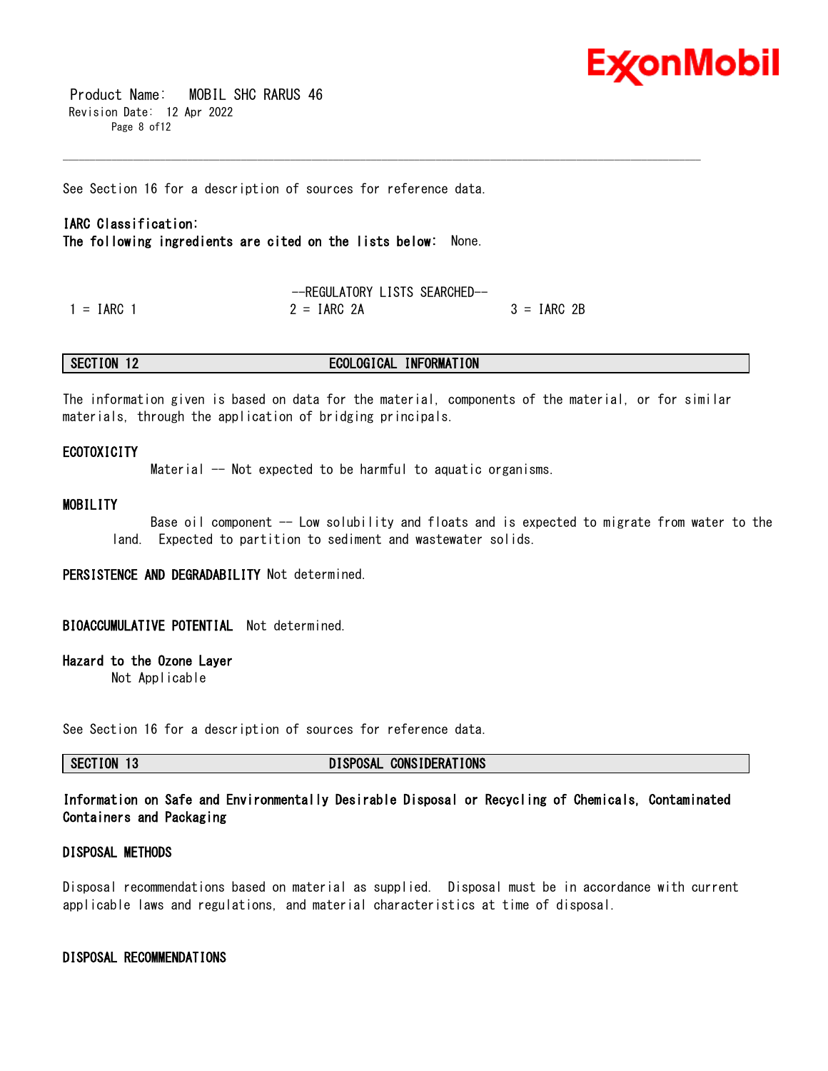See Section 16 for a description of sources for reference data.

**IARC Classification:**
**The following ingredients are cited on the lists below:** None.

--REGULATORY LISTS SEARCHED--

| 1 = IARC 1 | 2 = IARC 2A | 3 = IARC 2B |
|---|---|---|

## SECTION 12 ECOLOGICAL INFORMATION

The information given is based on data for the material, components of the material, or for similar materials, through the application of bridging principals.

**ECOTOXICITY**

Material -- Not expected to be harmful to aquatic organisms.

**MOBILITY**

Base oil component -- Low solubility and floats and is expected to migrate from water to the land. Expected to partition to sediment and wastewater solids.

**PERSISTENCE AND DEGRADABILITY** Not determined.

**BIOACCUMULATIVE POTENTIAL** Not determined.

**Hazard to the Ozone Layer**
Not Applicable

See Section 16 for a description of sources for reference data.

## SECTION 13 DISPOSAL CONSIDERATIONS

**Information on Safe and Environmentally Desirable Disposal or Recycling of Chemicals, Contaminated Containers and Packaging**

**DISPOSAL METHODS**

Disposal recommendations based on material as supplied. Disposal must be in accordance with current applicable laws and regulations, and material characteristics at time of disposal.

**DISPOSAL RECOMMENDATIONS**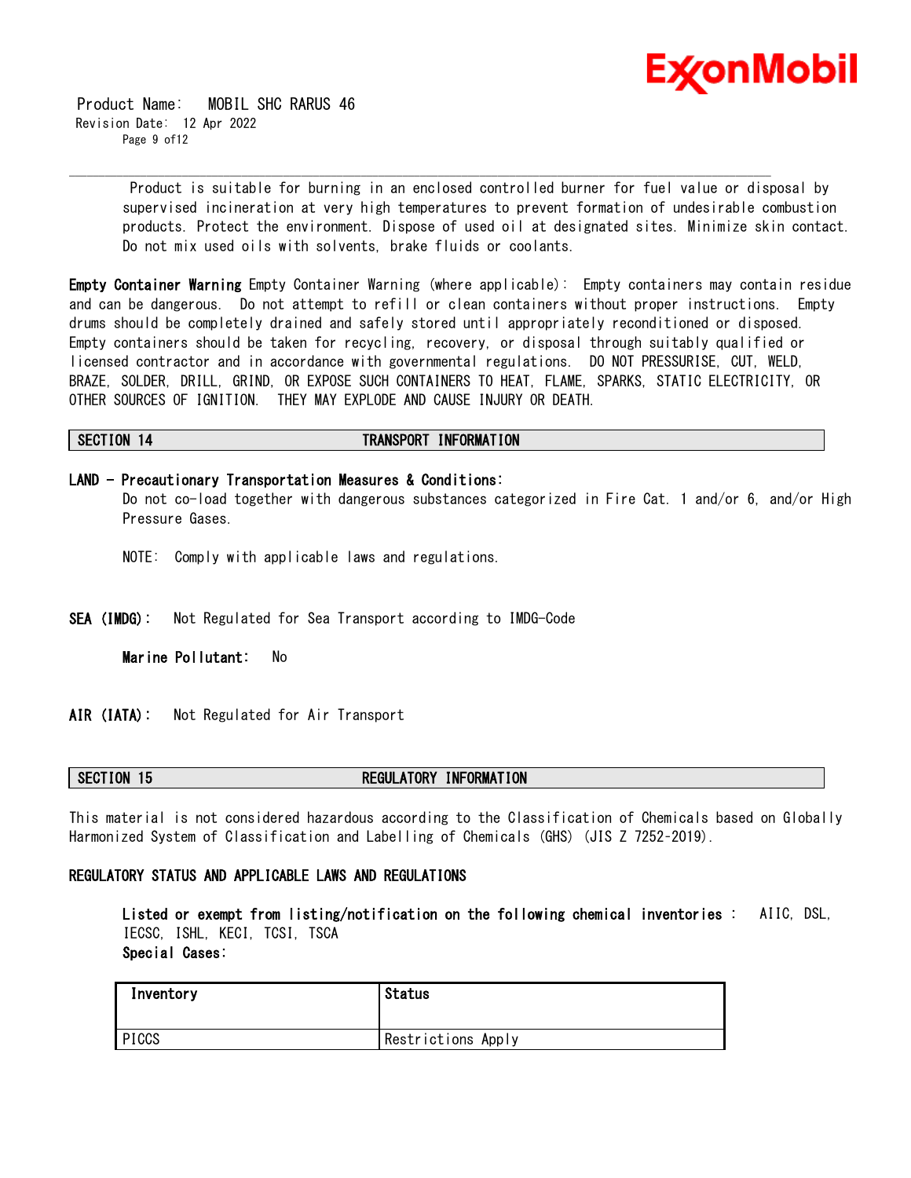Product is suitable for burning in an enclosed controlled burner for fuel value or disposal by supervised incineration at very high temperatures to prevent formation of undesirable combustion products. Protect the environment. Dispose of used oil at designated sites. Minimize skin contact. Do not mix used oils with solvents, brake fluids or coolants.

**Empty Container Warning** Empty Container Warning (where applicable): Empty containers may contain residue and can be dangerous. Do not attempt to refill or clean containers without proper instructions. Empty drums should be completely drained and safely stored until appropriately reconditioned or disposed. Empty containers should be taken for recycling, recovery, or disposal through suitably qualified or licensed contractor and in accordance with governmental regulations. DO NOT PRESSURISE, CUT, WELD, BRAZE, SOLDER, DRILL, GRIND, OR EXPOSE SUCH CONTAINERS TO HEAT, FLAME, SPARKS, STATIC ELECTRICITY, OR OTHER SOURCES OF IGNITION. THEY MAY EXPLODE AND CAUSE INJURY OR DEATH.

## SECTION 14 TRANSPORT INFORMATION

**LAND - Precautionary Transportation Measures & Conditions:**

Do not co-load together with dangerous substances categorized in Fire Cat. 1 and/or 6, and/or High Pressure Gases.

NOTE: Comply with applicable laws and regulations.

**SEA (IMDG):** Not Regulated for Sea Transport according to IMDG-Code

**Marine Pollutant:** No

**AIR (IATA):** Not Regulated for Air Transport

## SECTION 15 REGULATORY INFORMATION

This material is not considered hazardous according to the Classification of Chemicals based on Globally Harmonized System of Classification and Labelling of Chemicals (GHS) (JIS Z 7252-2019).

### REGULATORY STATUS AND APPLICABLE LAWS AND REGULATIONS

**Listed or exempt from listing/notification on the following chemical inventories :** AIIC, DSL, IECSC, ISHL, KECI, TCSI, TSCA

**Special Cases:**

| Inventory | Status |
|---|---|
| PICCS | Restrictions Apply |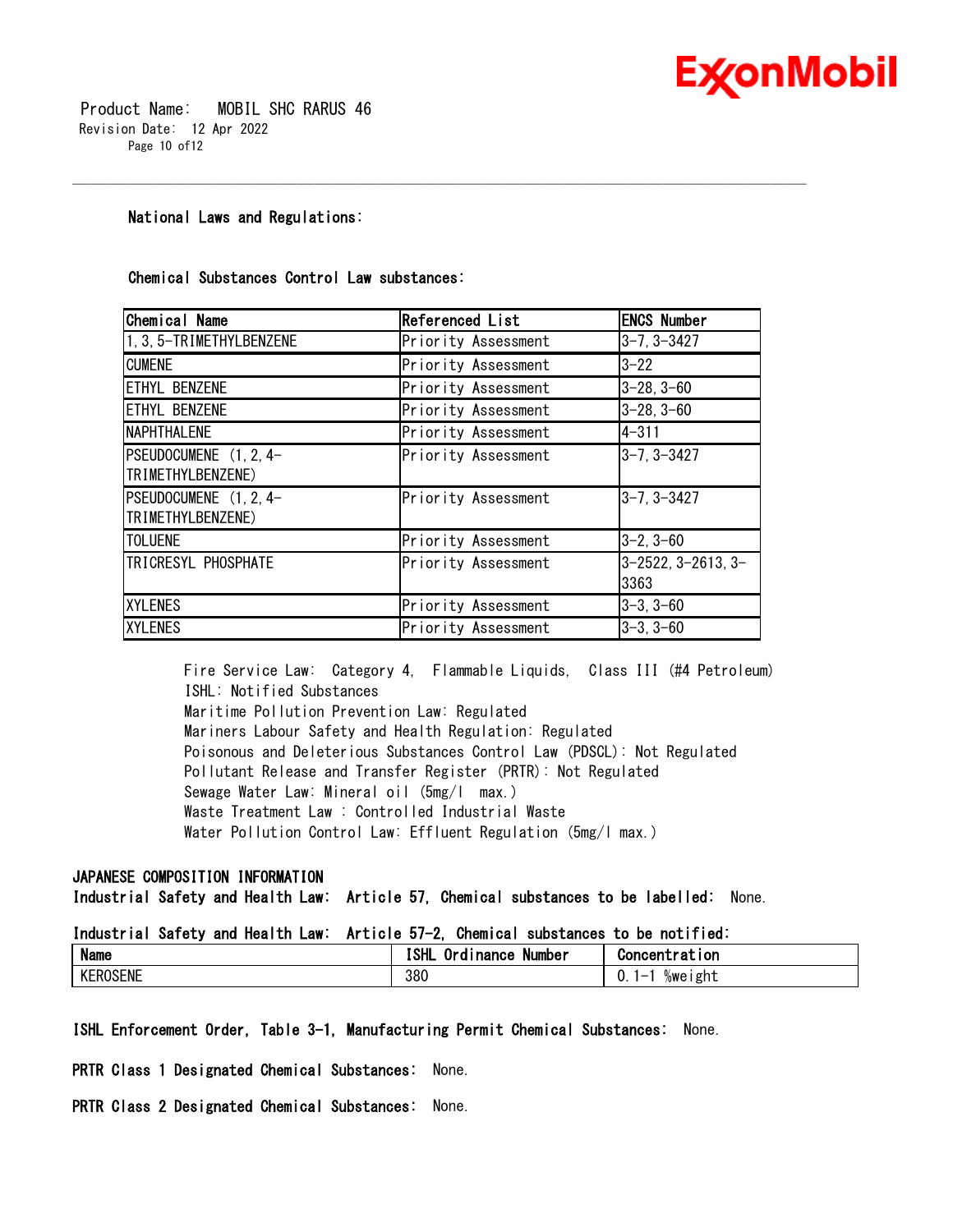**National Laws and Regulations:**

**Chemical Substances Control Law substances:**

| Chemical Name | Referenced List | ENCS Number |
|---|---|---|
| 1, 3, 5-TRIMETHYLBENZENE | Priority Assessment | 3-7, 3-3427 |
| CUMENE | Priority Assessment | 3-22 |
| ETHYL BENZENE | Priority Assessment | 3-28, 3-60 |
| ETHYL BENZENE | Priority Assessment | 3-28, 3-60 |
| NAPHTHALENE | Priority Assessment | 4-311 |
| PSEUDOCUMENE (1, 2, 4-TRIMETHYLBENZENE) | Priority Assessment | 3-7, 3-3427 |
| PSEUDOCUMENE (1, 2, 4-TRIMETHYLBENZENE) | Priority Assessment | 3-7, 3-3427 |
| TOLUENE | Priority Assessment | 3-2, 3-60 |
| TRICRESYL PHOSPHATE | Priority Assessment | 3-2522, 3-2613, 3-3363 |
| XYLENES | Priority Assessment | 3-3, 3-60 |
| XYLENES | Priority Assessment | 3-3, 3-60 |

Fire Service Law: Category 4, Flammable Liquids, Class III (#4 Petroleum)
ISHL: Notified Substances
Maritime Pollution Prevention Law: Regulated
Mariners Labour Safety and Health Regulation: Regulated
Poisonous and Deleterious Substances Control Law (PDSCL): Not Regulated
Pollutant Release and Transfer Register (PRTR): Not Regulated
Sewage Water Law: Mineral oil (5mg/l max.)
Waste Treatment Law : Controlled Industrial Waste
Water Pollution Control Law: Effluent Regulation (5mg/l max.)

**JAPANESE COMPOSITION INFORMATION**

**Industrial Safety and Health Law: Article 57, Chemical substances to be labelled:** None.

**Industrial Safety and Health Law: Article 57-2, Chemical substances to be notified:**

| Name | ISHL Ordinance Number | Concentration |
|---|---|---|
| KEROSENE | 380 | 0.1-1 %weight |

**ISHL Enforcement Order, Table 3-1, Manufacturing Permit Chemical Substances:** None.

**PRTR Class 1 Designated Chemical Substances:** None.

**PRTR Class 2 Designated Chemical Substances:** None.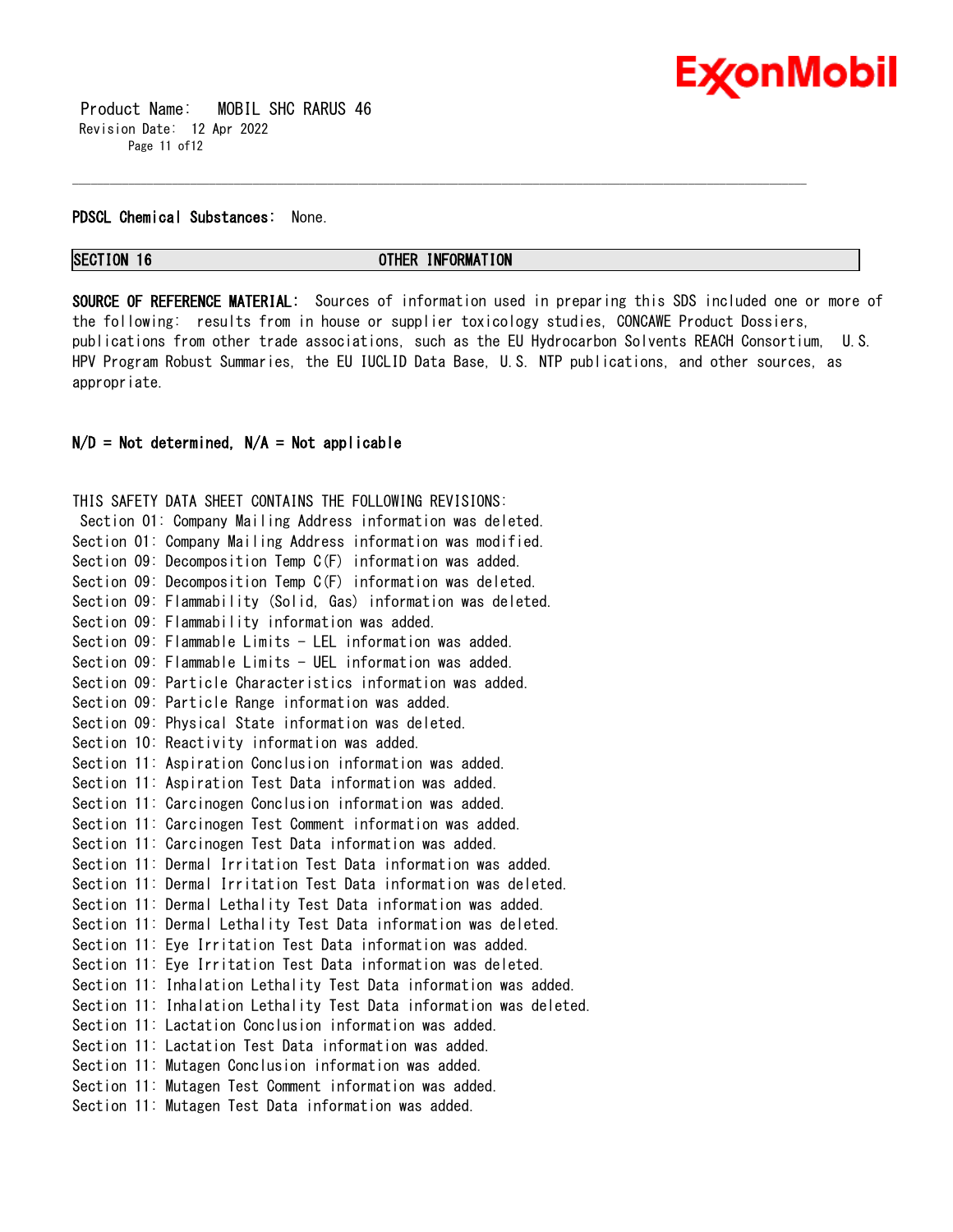**PDSCL Chemical Substances:** None.

## SECTION 16 OTHER INFORMATION

**SOURCE OF REFERENCE MATERIAL:** Sources of information used in preparing this SDS included one or more of the following: results from in house or supplier toxicology studies, CONCAWE Product Dossiers, publications from other trade associations, such as the EU Hydrocarbon Solvents REACH Consortium, U.S. HPV Program Robust Summaries, the EU IUCLID Data Base, U.S. NTP publications, and other sources, as appropriate.

**N/D = Not determined, N/A = Not applicable**

THIS SAFETY DATA SHEET CONTAINS THE FOLLOWING REVISIONS:
Section 01: Company Mailing Address information was deleted.
Section 01: Company Mailing Address information was modified.
Section 09: Decomposition Temp C(F) information was added.
Section 09: Decomposition Temp C(F) information was deleted.
Section 09: Flammability (Solid, Gas) information was deleted.
Section 09: Flammability information was added.
Section 09: Flammable Limits - LEL information was added.
Section 09: Flammable Limits - UEL information was added.
Section 09: Particle Characteristics information was added.
Section 09: Particle Range information was added.
Section 09: Physical State information was deleted.
Section 10: Reactivity information was added.
Section 11: Aspiration Conclusion information was added.
Section 11: Aspiration Test Data information was added.
Section 11: Carcinogen Conclusion information was added.
Section 11: Carcinogen Test Comment information was added.
Section 11: Carcinogen Test Data information was added.
Section 11: Dermal Irritation Test Data information was added.
Section 11: Dermal Irritation Test Data information was deleted.
Section 11: Dermal Lethality Test Data information was added.
Section 11: Dermal Lethality Test Data information was deleted.
Section 11: Eye Irritation Test Data information was added.
Section 11: Eye Irritation Test Data information was deleted.
Section 11: Inhalation Lethality Test Data information was added.
Section 11: Inhalation Lethality Test Data information was deleted.
Section 11: Lactation Conclusion information was added.
Section 11: Lactation Test Data information was added.
Section 11: Mutagen Conclusion information was added.
Section 11: Mutagen Test Comment information was added.
Section 11: Mutagen Test Data information was added.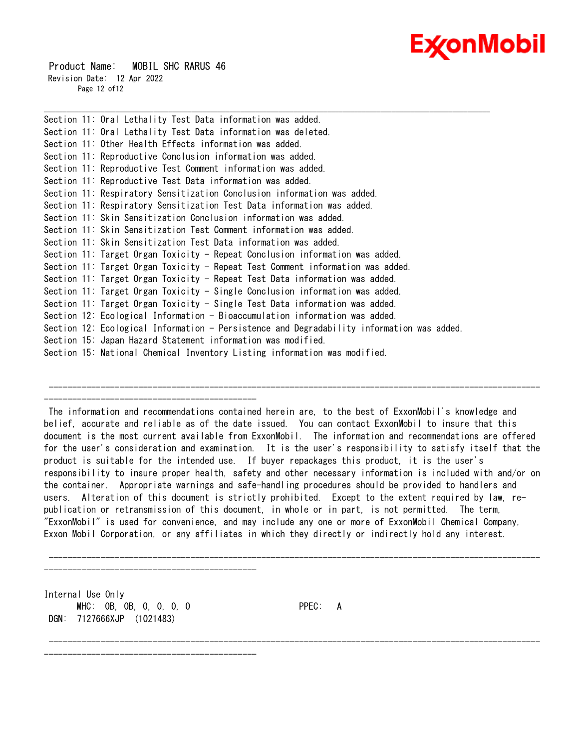Section 11: Oral Lethality Test Data information was added.
Section 11: Oral Lethality Test Data information was deleted.
Section 11: Other Health Effects information was added.
Section 11: Reproductive Conclusion information was added.
Section 11: Reproductive Test Comment information was added.
Section 11: Reproductive Test Data information was added.
Section 11: Respiratory Sensitization Conclusion information was added.
Section 11: Respiratory Sensitization Test Data information was added.
Section 11: Skin Sensitization Conclusion information was added.
Section 11: Skin Sensitization Test Comment information was added.
Section 11: Skin Sensitization Test Data information was added.
Section 11: Target Organ Toxicity - Repeat Conclusion information was added.
Section 11: Target Organ Toxicity - Repeat Test Comment information was added.
Section 11: Target Organ Toxicity - Repeat Test Data information was added.
Section 11: Target Organ Toxicity - Single Conclusion information was added.
Section 11: Target Organ Toxicity - Single Test Data information was added.
Section 12: Ecological Information - Bioaccumulation information was added.
Section 12: Ecological Information - Persistence and Degradability information was added.
Section 15: Japan Hazard Statement information was modified.
Section 15: National Chemical Inventory Listing information was modified.

---

The information and recommendations contained herein are, to the best of ExxonMobil's knowledge and belief, accurate and reliable as of the date issued. You can contact ExxonMobil to insure that this document is the most current available from ExxonMobil. The information and recommendations are offered for the user's consideration and examination. It is the user's responsibility to satisfy itself that the product is suitable for the intended use. If buyer repackages this product, it is the user's responsibility to insure proper health, safety and other necessary information is included with and/or on the container. Appropriate warnings and safe-handling procedures should be provided to handlers and users. Alteration of this document is strictly prohibited. Except to the extent required by law, re-publication or retransmission of this document, in whole or in part, is not permitted. The term, "ExxonMobil" is used for convenience, and may include any one or more of ExxonMobil Chemical Company, Exxon Mobil Corporation, or any affiliates in which they directly or indirectly hold any interest.

---

Internal Use Only
MHC: 0B, 0B, 0, 0, 0, 0　　　　PPEC: A
DGN: 7127666XJP (1021483)

---